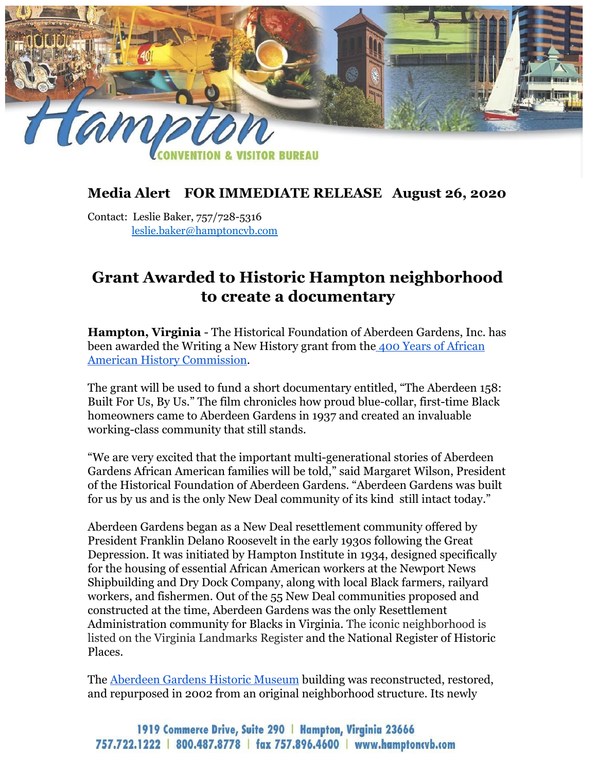**Media Alert FOR IMMEDIATE RELEASE August 26, 2020**

Contact: Leslie Baker, 757/728-5316
leslie.baker@hamptoncvb.com

# Grant Awarded to Historic Hampton neighborhood to create a documentary

**Hampton, Virginia** - The Historical Foundation of Aberdeen Gardens, Inc. has been awarded the Writing a New History grant from the 400 Years of African American History Commission.

The grant will be used to fund a short documentary entitled, "The Aberdeen 158: Built For Us, By Us." The film chronicles how proud blue-collar, first-time Black homeowners came to Aberdeen Gardens in 1937 and created an invaluable working-class community that still stands.

"We are very excited that the important multi-generational stories of Aberdeen Gardens African American families will be told," said Margaret Wilson, President of the Historical Foundation of Aberdeen Gardens. "Aberdeen Gardens was built for us by us and is the only New Deal community of its kind still intact today."

Aberdeen Gardens began as a New Deal resettlement community offered by President Franklin Delano Roosevelt in the early 1930s following the Great Depression. It was initiated by Hampton Institute in 1934, designed specifically for the housing of essential African American workers at the Newport News Shipbuilding and Dry Dock Company, along with local Black farmers, railyard workers, and fishermen. Out of the 55 New Deal communities proposed and constructed at the time, Aberdeen Gardens was the only Resettlement Administration community for Blacks in Virginia. The iconic neighborhood is listed on the Virginia Landmarks Register and the National Register of Historic Places.

The Aberdeen Gardens Historic Museum building was reconstructed, restored, and repurposed in 2002 from an original neighborhood structure. Its newly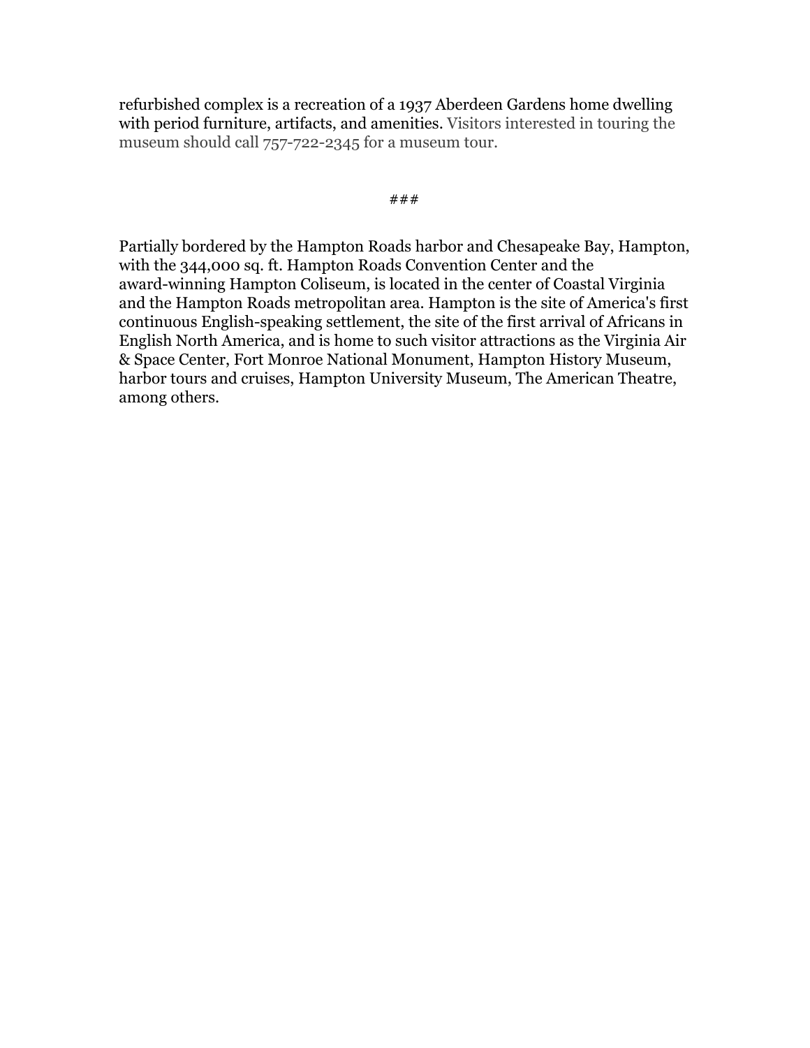refurbished complex is a recreation of a 1937 Aberdeen Gardens home dwelling with period furniture, artifacts, and amenities. Visitors interested in touring the museum should call 757-722-2345 for a museum tour.

###

Partially bordered by the Hampton Roads harbor and Chesapeake Bay, Hampton, with the 344,000 sq. ft. Hampton Roads Convention Center and the award-winning Hampton Coliseum, is located in the center of Coastal Virginia and the Hampton Roads metropolitan area. Hampton is the site of America's first continuous English-speaking settlement, the site of the first arrival of Africans in English North America, and is home to such visitor attractions as the Virginia Air & Space Center, Fort Monroe National Monument, Hampton History Museum, harbor tours and cruises, Hampton University Museum, The American Theatre, among others.